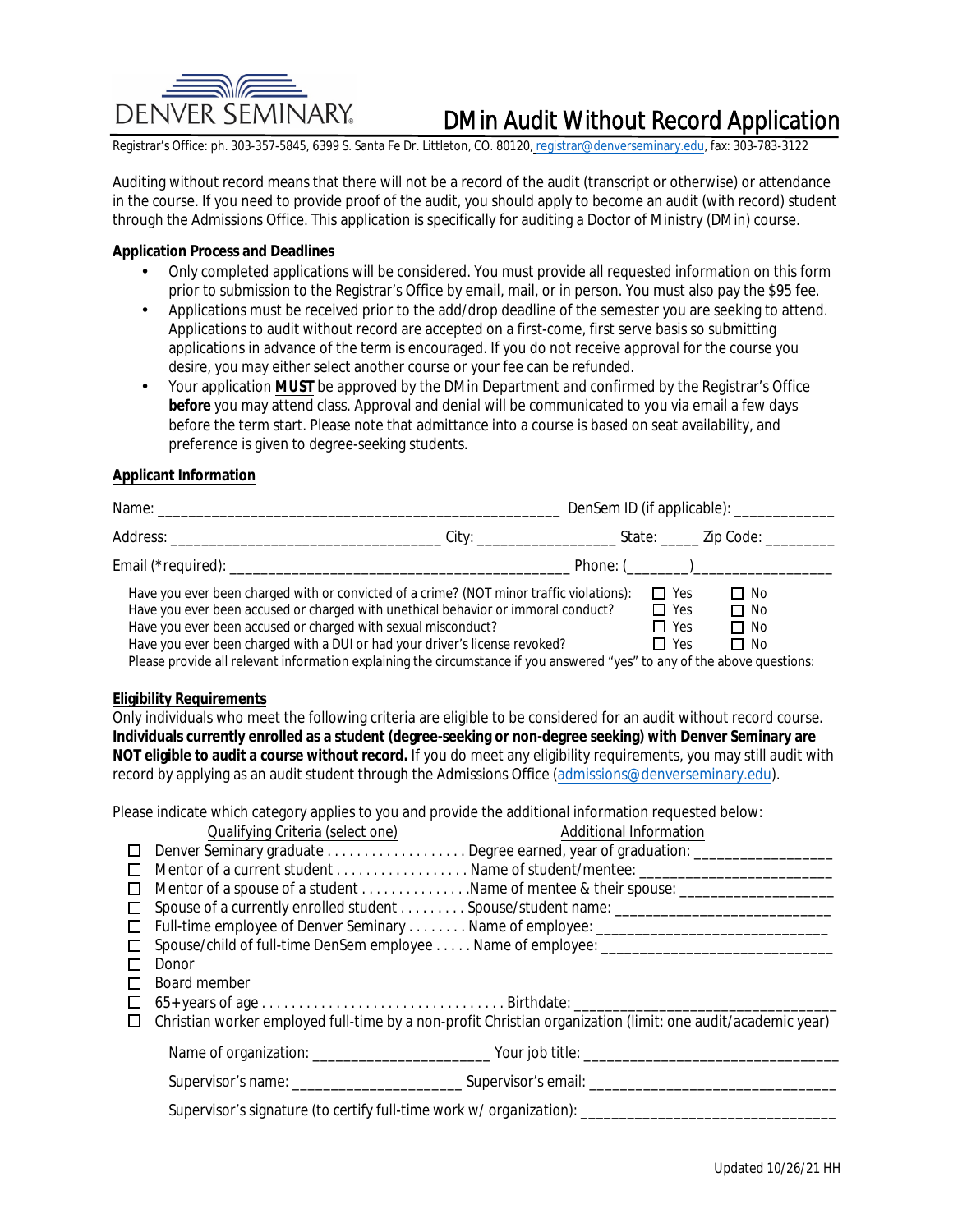DENVER SEMINARY

# DMin Audit Without Record Application

Registrar's Office: ph. 303-357-5845, 6399 S. Santa Fe Dr. Littleton, CO. 80120, registrar@denverseminary.edu, fax: 303-783-3122

Auditing without record means that there will not be a record of the audit (transcript or otherwise) or attendance in the course. If you need to provide proof of the audit, you should apply to become an audit (with record) student through the Admissions Office. This application is specifically for auditing a Doctor of Ministry (DMin) course.

## Application Process and Deadlines

- Only completed applications will be considered. You must provide all requested information on this form prior to submission to the Registrar's Office by email, mail, or in person. You must also pay the $95 fee.
- Applications must be received prior to the add/drop deadline of the semester you are seeking to attend. Applications to audit without record are accepted on a first-come, first serve basis so submitting applications in advance of the term is encouraged. If you do not receive approval for the course you desire, you may either select another course or your fee can be refunded.
- Your application **MUST** be approved by the DMin Department and confirmed by the Registrar's Office **before** you may attend class. Approval and denial will be communicated to you via email a few days before the term start. Please note that admittance into a course is based on seat availability, and preference is given to degree-seeking students.

## Applicant Information

Name: ____________________________________________________ DenSem ID (if applicable): _____________

Address: ___________________________________ City: __________________ State: _____ Zip Code: _________

Email (*required): ____________________________________________ Phone: (________)__________________

| | | |
|---|---|---|
| Have you ever been charged with or convicted of a crime? (NOT minor traffic violations): | ☐ Yes | ☐ No |
| Have you ever been accused or charged with unethical behavior or immoral conduct? | ☐ Yes | ☐ No |
| Have you ever been accused or charged with sexual misconduct? | ☐ Yes | ☐ No |
| Have you ever been charged with a DUI or had your driver's license revoked? | ☐ Yes | ☐ No |

Please provide all relevant information explaining the circumstance if you answered "yes" to any of the above questions:

## Eligibility Requirements

Only individuals who meet the following criteria are eligible to be considered for an audit without record course. **Individuals currently enrolled as a student (degree-seeking or non-degree seeking) with Denver Seminary are NOT eligible to audit a course without record.** If you do meet any eligibility requirements, you may still audit with record by applying as an audit student through the Admissions Office (admissions@denverseminary.edu).

Please indicate which category applies to you and provide the additional information requested below:

| Qualifying Criteria (select one) | Additional Information |
|---|---|
| ☐ Denver Seminary graduate | Degree earned, year of graduation: _________________ |
| ☐ Mentor of a current student | Name of student/mentee: ________________________ |
| ☐ Mentor of a spouse of a student | Name of mentee & their spouse: ____________________ |
| ☐ Spouse of a currently enrolled student | Spouse/student name: ___________________________ |
| ☐ Full-time employee of Denver Seminary | Name of employee: _____________________________ |
| ☐ Spouse/child of full-time DenSem employee | Name of employee: _____________________________ |
| ☐ Donor | |
| ☐ Board member | |
| ☐ 65+ years of age | Birthdate: _________________________________ |
| ☐ Christian worker employed full-time by a non-profit Christian organization (limit: one audit/academic year) | |

Name of organization: ______________________ Your job title: ________________________________

Supervisor's name: _____________________ Supervisor's email: _______________________________

Supervisor's signature (to certify full-time work w/ organization): ________________________________

Updated 10/26/21 HH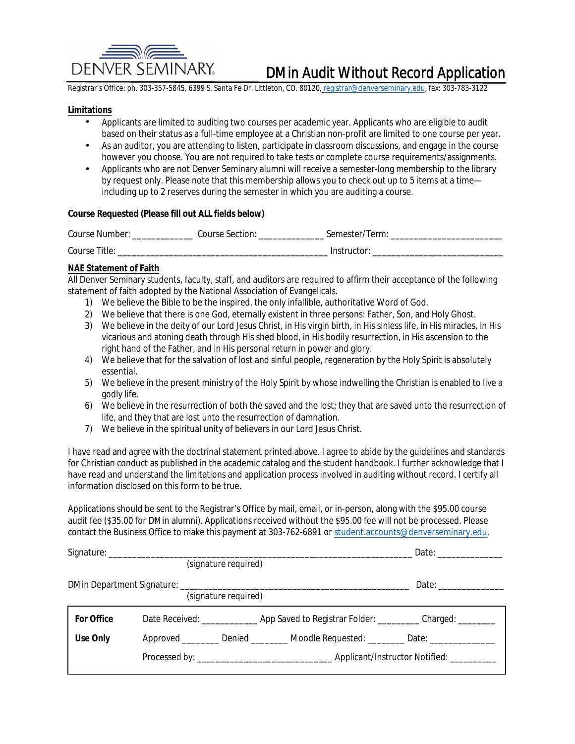DENVER SEMINARY

# DMin Audit Without Record Application

Registrar's Office: ph. 303-357-5845, 6399 S. Santa Fe Dr. Littleton, CO. 80120, registrar@denverseminary.edu, fax: 303-783-3122

**Limitations**

- Applicants are limited to auditing two courses per academic year. Applicants who are eligible to audit based on their status as a full-time employee at a Christian non-profit are limited to one course per year.
- As an auditor, you are attending to listen, participate in classroom discussions, and engage in the course however you choose. You are not required to take tests or complete course requirements/assignments.
- Applicants who are not Denver Seminary alumni will receive a semester-long membership to the library by request only. Please note that this membership allows you to check out up to 5 items at a time—including up to 2 reserves during the semester in which you are auditing a course.

**Course Requested (Please fill out ALL fields below)**

Course Number: _____________ Course Section: ______________ Semester/Term: ________________________

Course Title: ____________________________________________ Instructor: ___________________________

**NAE Statement of Faith**

All Denver Seminary students, faculty, staff, and auditors are required to affirm their acceptance of the following statement of faith adopted by the National Association of Evangelicals.

1) We believe the Bible to be the inspired, the only infallible, authoritative Word of God.
2) We believe that there is one God, eternally existent in three persons: Father, Son, and Holy Ghost.
3) We believe in the deity of our Lord Jesus Christ, in His virgin birth, in His sinless life, in His miracles, in His vicarious and atoning death through His shed blood, in His bodily resurrection, in His ascension to the right hand of the Father, and in His personal return in power and glory.
4) We believe that for the salvation of lost and sinful people, regeneration by the Holy Spirit is absolutely essential.
5) We believe in the present ministry of the Holy Spirit by whose indwelling the Christian is enabled to live a godly life.
6) We believe in the resurrection of both the saved and the lost; they that are saved unto the resurrection of life, and they that are lost unto the resurrection of damnation.
7) We believe in the spiritual unity of believers in our Lord Jesus Christ.

I have read and agree with the doctrinal statement printed above. I agree to abide by the guidelines and standards for Christian conduct as published in the academic catalog and the student handbook. I further acknowledge that I have read and understand the limitations and application process involved in auditing without record. I certify all information disclosed on this form to be true.

Applications should be sent to the Registrar's Office by mail, email, or in-person, along with the $95.00 course audit fee ($35.00 for DMin alumni). Applications received without the $95.00 fee will not be processed. Please contact the Business Office to make this payment at 303-762-6891 or student.accounts@denverseminary.edu.

Signature: _______________________________________________________________ Date: ______________
(signature required)

DMin Department Signature: _________________________________________________ Date: ______________
(signature required)

| | | | |
|---|---|---|---|
| **For Office** | Date Received: ____________ | App Saved to Registrar Folder: _________ | Charged: ________ |
| **Use Only** | Approved ________ Denied ________ | Moodle Requested: ________ | Date: ______________ |
| | Processed by: ____________________________ | Applicant/Instructor Notified: __________ | |